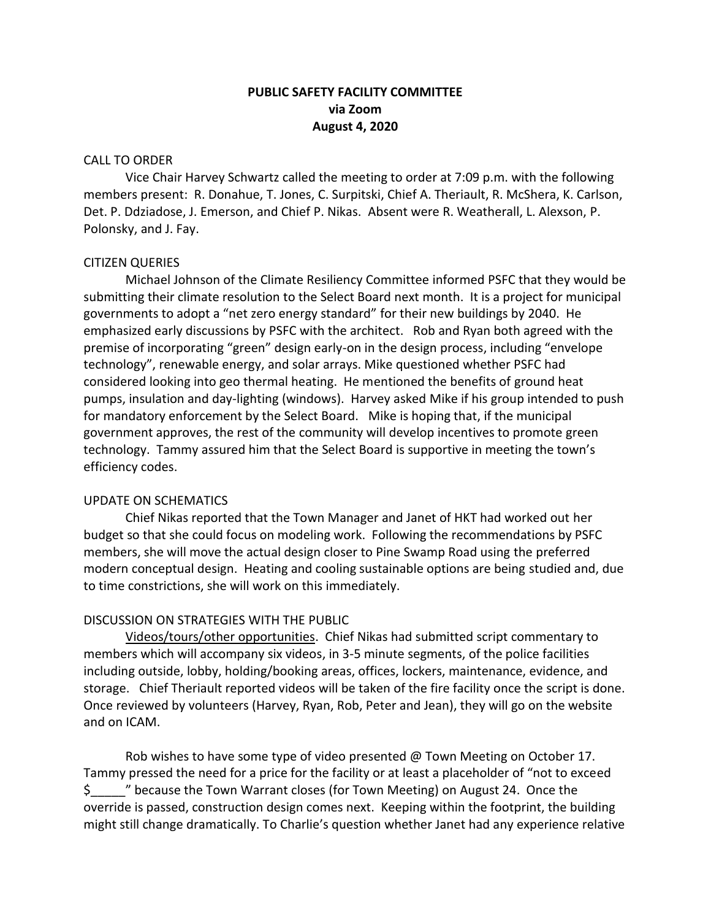# PUBLIC SAFETY FACILITY COMMITTEE
## via Zoom
## August 4, 2020

CALL TO ORDER

Vice Chair Harvey Schwartz called the meeting to order at 7:09 p.m. with the following members present: R. Donahue, T. Jones, C. Surpitski, Chief A. Theriault, R. McShera, K. Carlson, Det. P. Ddziadose, J. Emerson, and Chief P. Nikas. Absent were R. Weatherall, L. Alexson, P. Polonsky, and J. Fay.

CITIZEN QUERIES

Michael Johnson of the Climate Resiliency Committee informed PSFC that they would be submitting their climate resolution to the Select Board next month. It is a project for municipal governments to adopt a "net zero energy standard" for their new buildings by 2040. He emphasized early discussions by PSFC with the architect. Rob and Ryan both agreed with the premise of incorporating "green" design early-on in the design process, including "envelope technology", renewable energy, and solar arrays. Mike questioned whether PSFC had considered looking into geo thermal heating. He mentioned the benefits of ground heat pumps, insulation and day-lighting (windows). Harvey asked Mike if his group intended to push for mandatory enforcement by the Select Board. Mike is hoping that, if the municipal government approves, the rest of the community will develop incentives to promote green technology. Tammy assured him that the Select Board is supportive in meeting the town's efficiency codes.

UPDATE ON SCHEMATICS

Chief Nikas reported that the Town Manager and Janet of HKT had worked out her budget so that she could focus on modeling work. Following the recommendations by PSFC members, she will move the actual design closer to Pine Swamp Road using the preferred modern conceptual design. Heating and cooling sustainable options are being studied and, due to time constrictions, she will work on this immediately.

DISCUSSION ON STRATEGIES WITH THE PUBLIC

Videos/tours/other opportunities. Chief Nikas had submitted script commentary to members which will accompany six videos, in 3-5 minute segments, of the police facilities including outside, lobby, holding/booking areas, offices, lockers, maintenance, evidence, and storage. Chief Theriault reported videos will be taken of the fire facility once the script is done. Once reviewed by volunteers (Harvey, Ryan, Rob, Peter and Jean), they will go on the website and on ICAM.

Rob wishes to have some type of video presented @ Town Meeting on October 17. Tammy pressed the need for a price for the facility or at least a placeholder of "not to exceed $_____" because the Town Warrant closes (for Town Meeting) on August 24. Once the override is passed, construction design comes next. Keeping within the footprint, the building might still change dramatically. To Charlie's question whether Janet had any experience relative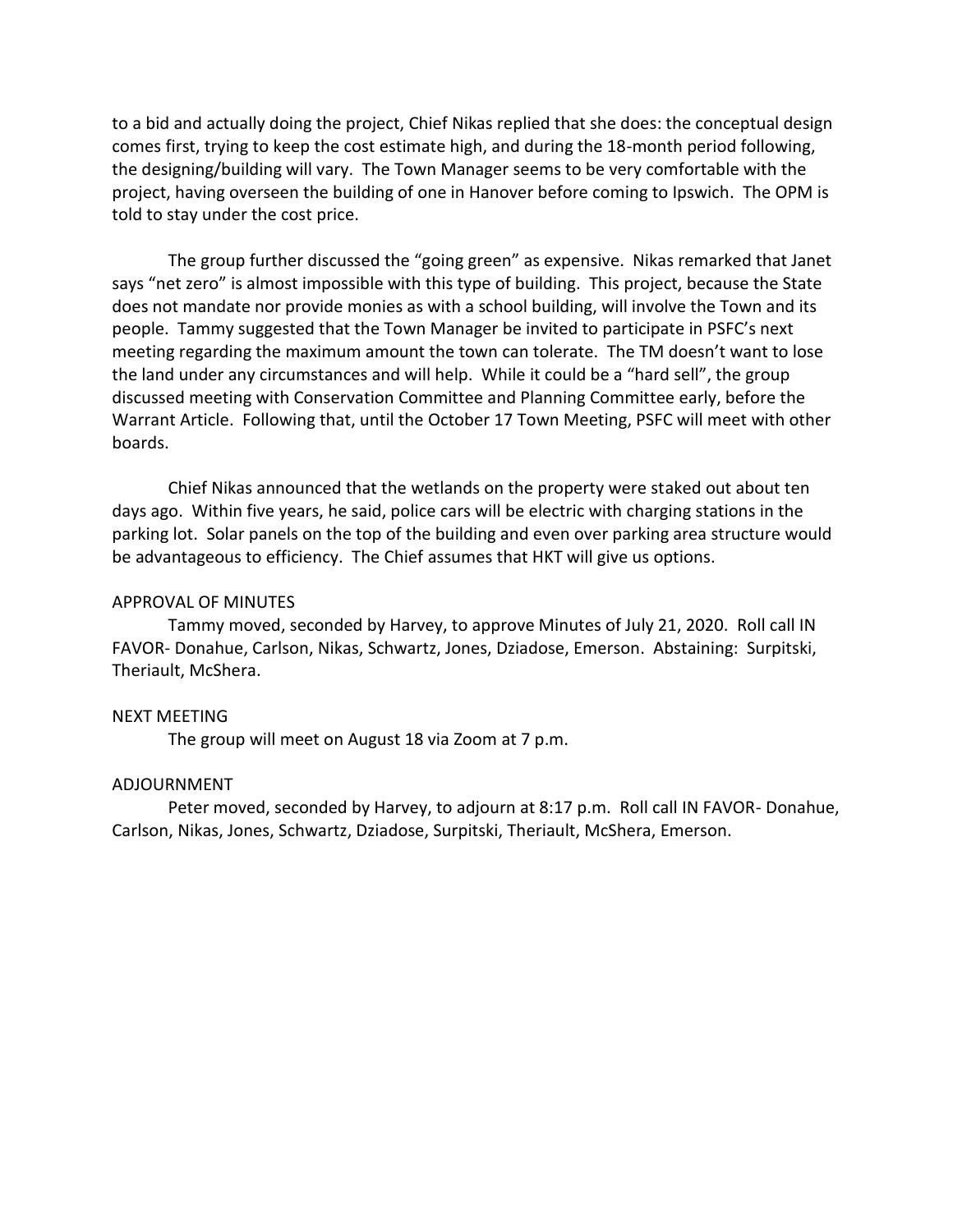to a bid and actually doing the project, Chief Nikas replied that she does: the conceptual design comes first, trying to keep the cost estimate high, and during the 18-month period following, the designing/building will vary. The Town Manager seems to be very comfortable with the project, having overseen the building of one in Hanover before coming to Ipswich. The OPM is told to stay under the cost price.

The group further discussed the "going green" as expensive. Nikas remarked that Janet says "net zero" is almost impossible with this type of building. This project, because the State does not mandate nor provide monies as with a school building, will involve the Town and its people. Tammy suggested that the Town Manager be invited to participate in PSFC's next meeting regarding the maximum amount the town can tolerate. The TM doesn't want to lose the land under any circumstances and will help. While it could be a "hard sell", the group discussed meeting with Conservation Committee and Planning Committee early, before the Warrant Article. Following that, until the October 17 Town Meeting, PSFC will meet with other boards.

Chief Nikas announced that the wetlands on the property were staked out about ten days ago. Within five years, he said, police cars will be electric with charging stations in the parking lot. Solar panels on the top of the building and even over parking area structure would be advantageous to efficiency. The Chief assumes that HKT will give us options.

APPROVAL OF MINUTES

Tammy moved, seconded by Harvey, to approve Minutes of July 21, 2020. Roll call IN FAVOR- Donahue, Carlson, Nikas, Schwartz, Jones, Dziadose, Emerson. Abstaining: Surpitski, Theriault, McShera.

NEXT MEETING

The group will meet on August 18 via Zoom at 7 p.m.

ADJOURNMENT

Peter moved, seconded by Harvey, to adjourn at 8:17 p.m. Roll call IN FAVOR- Donahue, Carlson, Nikas, Jones, Schwartz, Dziadose, Surpitski, Theriault, McShera, Emerson.